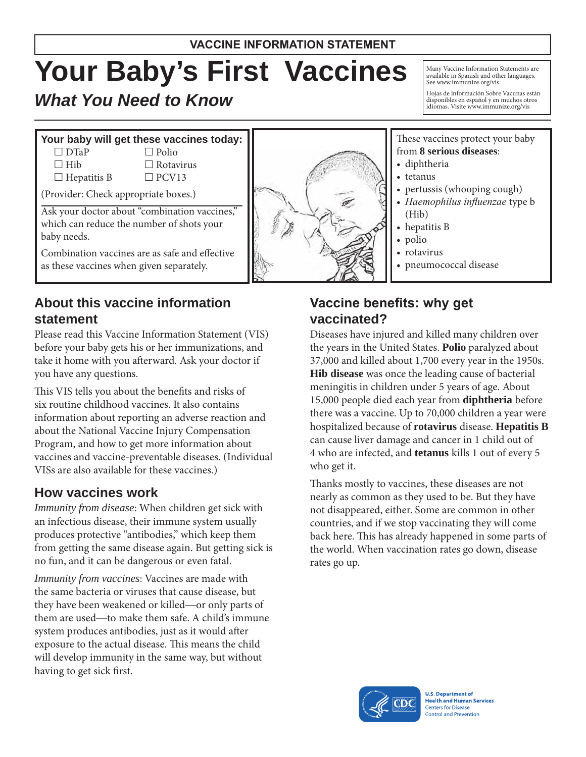VACCINE INFORMATION STATEMENT

# Your Baby's First Vaccines

## *What You Need to Know*

Many Vaccine Information Statements are available in Spanish and other languages. See www.immunize.org/vis

Hojas de información Sobre Vacunas están disponibles en español y en muchos otros idiomas. Visite www.immunize.org/vis

**Your baby will get these vaccines today:**

- ☐ DTaP
- ☐ Polio
- ☐ Hib
- ☐ Rotavirus
- ☐ Hepatitis B
- ☐ PCV13

(Provider: Check appropriate boxes.)

Ask your doctor about "combination vaccines," which can reduce the number of shots your baby needs.

Combination vaccines are as safe and effective as these vaccines when given separately.

These vaccines protect your baby from **8 serious diseases**:

- diphtheria
- tetanus
- pertussis (whooping cough)
- *Haemophilus influenzae* type b (Hib)
- hepatitis B
- polio
- rotavirus
- pneumococcal disease

## About this vaccine information statement

Please read this Vaccine Information Statement (VIS) before your baby gets his or her immunizations, and take it home with you afterward. Ask your doctor if you have any questions.

This VIS tells you about the benefits and risks of six routine childhood vaccines. It also contains information about reporting an adverse reaction and about the National Vaccine Injury Compensation Program, and how to get more information about vaccines and vaccine-preventable diseases. (Individual VISs are also available for these vaccines.)

## How vaccines work

*Immunity from disease*: When children get sick with an infectious disease, their immune system usually produces protective "antibodies," which keep them from getting the same disease again. But getting sick is no fun, and it can be dangerous or even fatal.

*Immunity from vaccines*: Vaccines are made with the same bacteria or viruses that cause disease, but they have been weakened or killed—or only parts of them are used—to make them safe. A child's immune system produces antibodies, just as it would after exposure to the actual disease. This means the child will develop immunity in the same way, but without having to get sick first.

## Vaccine benefits: why get vaccinated?

Diseases have injured and killed many children over the years in the United States. **Polio** paralyzed about 37,000 and killed about 1,700 every year in the 1950s. **Hib disease** was once the leading cause of bacterial meningitis in children under 5 years of age. About 15,000 people died each year from **diphtheria** before there was a vaccine. Up to 70,000 children a year were hospitalized because of **rotavirus** disease. **Hepatitis B** can cause liver damage and cancer in 1 child out of 4 who are infected, and **tetanus** kills 1 out of every 5 who get it.

Thanks mostly to vaccines, these diseases are not nearly as common as they used to be. But they have not disappeared, either. Some are common in other countries, and if we stop vaccinating they will come back here. This has already happened in some parts of the world. When vaccination rates go down, disease rates go up.

U.S. Department of Health and Human Services
Centers for Disease Control and Prevention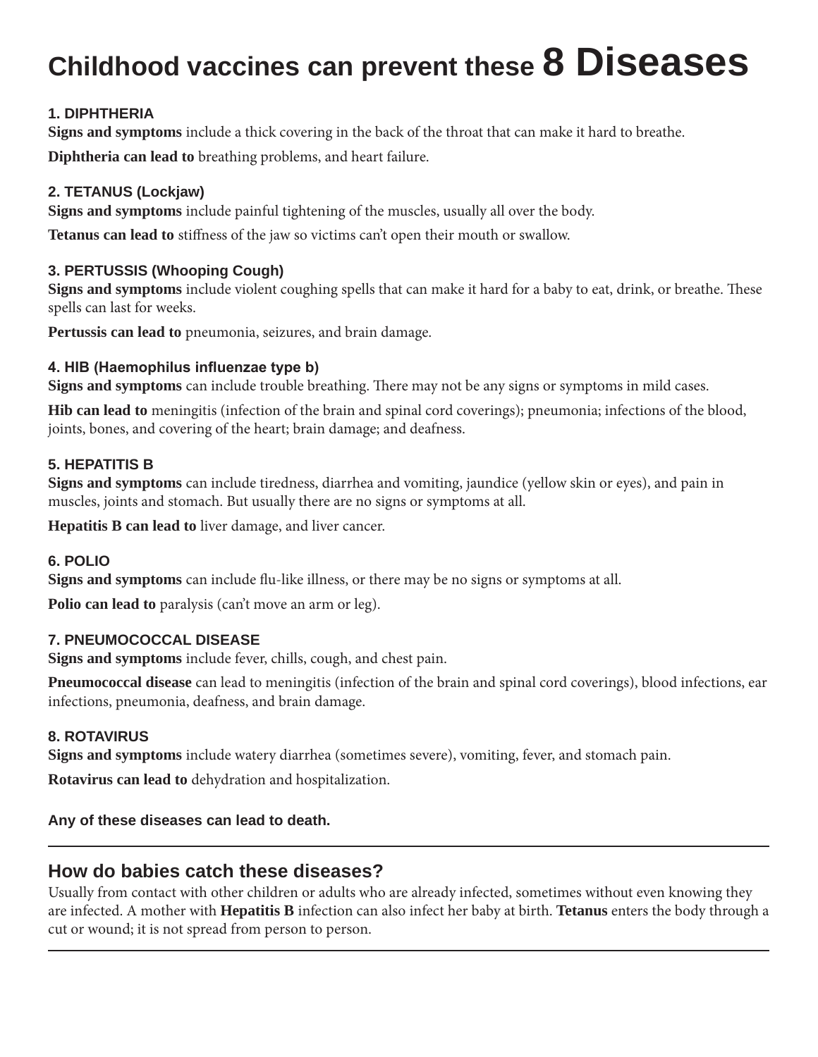# Childhood vaccines can prevent these 8 Diseases

### 1. DIPHTHERIA

**Signs and symptoms** include a thick covering in the back of the throat that can make it hard to breathe.

**Diphtheria can lead to** breathing problems, and heart failure.

### 2. TETANUS (Lockjaw)

**Signs and symptoms** include painful tightening of the muscles, usually all over the body.

**Tetanus can lead to** stiffness of the jaw so victims can't open their mouth or swallow.

### 3. PERTUSSIS (Whooping Cough)

**Signs and symptoms** include violent coughing spells that can make it hard for a baby to eat, drink, or breathe. These spells can last for weeks.

**Pertussis can lead to** pneumonia, seizures, and brain damage.

### 4. HIB (Haemophilus influenzae type b)

**Signs and symptoms** can include trouble breathing. There may not be any signs or symptoms in mild cases.

**Hib can lead to** meningitis (infection of the brain and spinal cord coverings); pneumonia; infections of the blood, joints, bones, and covering of the heart; brain damage; and deafness.

### 5. HEPATITIS B

**Signs and symptoms** can include tiredness, diarrhea and vomiting, jaundice (yellow skin or eyes), and pain in muscles, joints and stomach. But usually there are no signs or symptoms at all.

**Hepatitis B can lead to** liver damage, and liver cancer.

### 6. POLIO

**Signs and symptoms** can include flu-like illness, or there may be no signs or symptoms at all.

**Polio can lead to** paralysis (can't move an arm or leg).

### 7. PNEUMOCOCCAL DISEASE

**Signs and symptoms** include fever, chills, cough, and chest pain.

**Pneumococcal disease** can lead to meningitis (infection of the brain and spinal cord coverings), blood infections, ear infections, pneumonia, deafness, and brain damage.

### 8. ROTAVIRUS

**Signs and symptoms** include watery diarrhea (sometimes severe), vomiting, fever, and stomach pain.

**Rotavirus can lead to** dehydration and hospitalization.

**Any of these diseases can lead to death.**

---

## How do babies catch these diseases?

Usually from contact with other children or adults who are already infected, sometimes without even knowing they are infected. A mother with **Hepatitis B** infection can also infect her baby at birth. **Tetanus** enters the body through a cut or wound; it is not spread from person to person.

---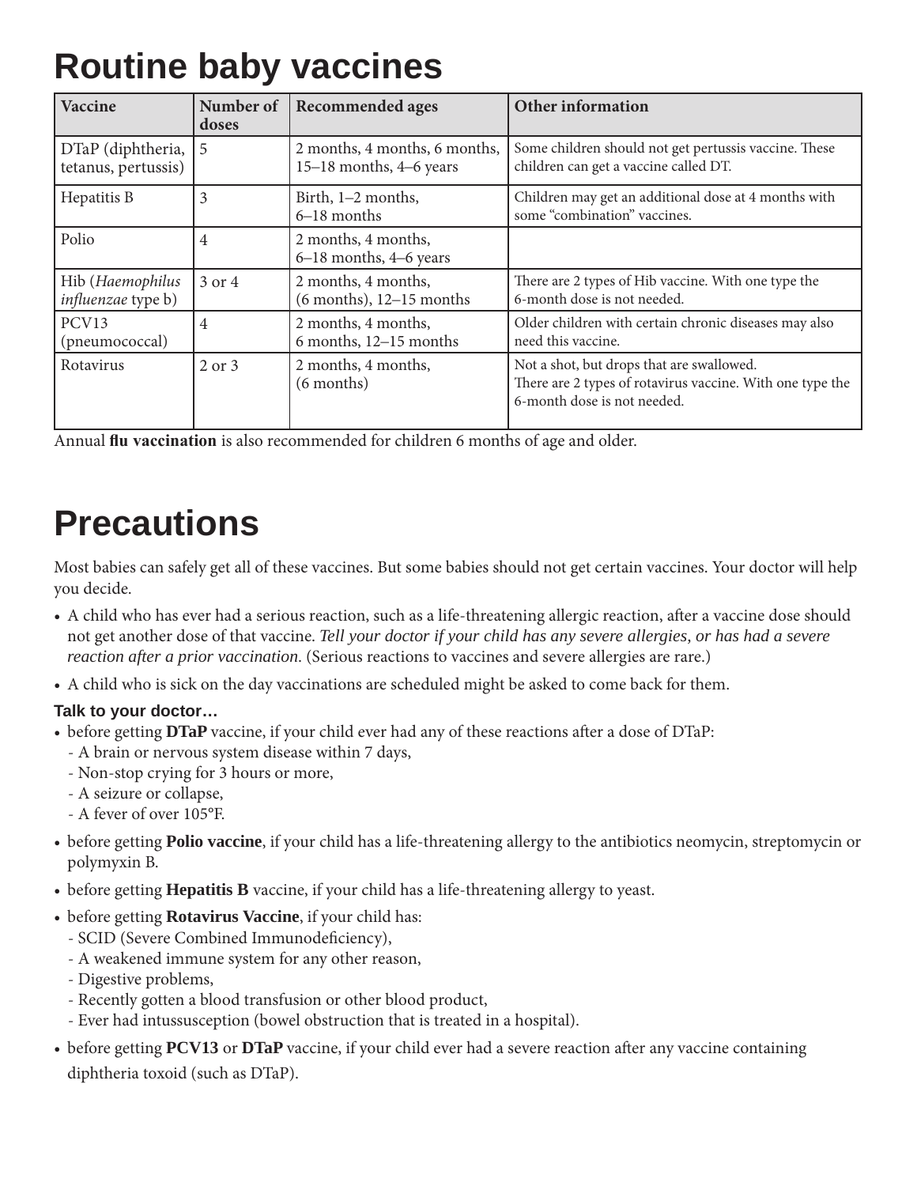# Routine baby vaccines

| Vaccine | Number of doses | Recommended ages | Other information |
|---|---|---|---|
| DTaP (diphtheria, tetanus, pertussis) | 5 | 2 months, 4 months, 6 months, 15–18 months, 4–6 years | Some children should not get pertussis vaccine. These children can get a vaccine called DT. |
| Hepatitis B | 3 | Birth, 1–2 months, 6–18 months | Children may get an additional dose at 4 months with some "combination" vaccines. |
| Polio | 4 | 2 months, 4 months, 6–18 months, 4–6 years | |
| Hib (*Haemophilus influenzae* type b) | 3 or 4 | 2 months, 4 months, (6 months), 12–15 months | There are 2 types of Hib vaccine. With one type the 6-month dose is not needed. |
| PCV13 (pneumococcal) | 4 | 2 months, 4 months, 6 months, 12–15 months | Older children with certain chronic diseases may also need this vaccine. |
| Rotavirus | 2 or 3 | 2 months, 4 months, (6 months) | Not a shot, but drops that are swallowed. There are 2 types of rotavirus vaccine. With one type the 6-month dose is not needed. |

Annual **flu vaccination** is also recommended for children 6 months of age and older.

# Precautions

Most babies can safely get all of these vaccines. But some babies should not get certain vaccines. Your doctor will help you decide.

- A child who has ever had a serious reaction, such as a life-threatening allergic reaction, after a vaccine dose should not get another dose of that vaccine. *Tell your doctor if your child has any severe allergies, or has had a severe reaction after a prior vaccination.* (Serious reactions to vaccines and severe allergies are rare.)
- A child who is sick on the day vaccinations are scheduled might be asked to come back for them.

**Talk to your doctor…**

- before getting **DTaP** vaccine, if your child ever had any of these reactions after a dose of DTaP:
  - A brain or nervous system disease within 7 days,
  - Non-stop crying for 3 hours or more,
  - A seizure or collapse,
  - A fever of over 105°F.
- before getting **Polio vaccine**, if your child has a life-threatening allergy to the antibiotics neomycin, streptomycin or polymyxin B.
- before getting **Hepatitis B** vaccine, if your child has a life-threatening allergy to yeast.
- before getting **Rotavirus Vaccine**, if your child has:
  - SCID (Severe Combined Immunodeficiency),
  - A weakened immune system for any other reason,
  - Digestive problems,
  - Recently gotten a blood transfusion or other blood product,
  - Ever had intussusception (bowel obstruction that is treated in a hospital).
- before getting **PCV13** or **DTaP** vaccine, if your child ever had a severe reaction after any vaccine containing diphtheria toxoid (such as DTaP).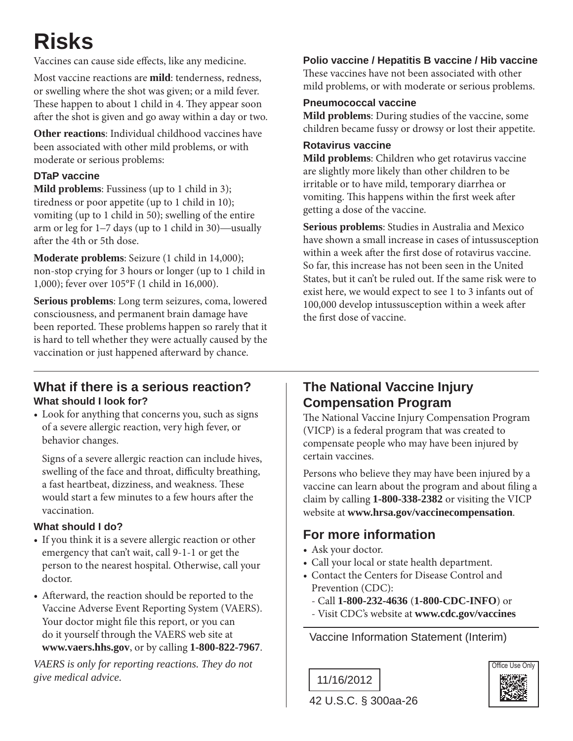# Risks

Vaccines can cause side effects, like any medicine.

Most vaccine reactions are **mild**: tenderness, redness, or swelling where the shot was given; or a mild fever. These happen to about 1 child in 4. They appear soon after the shot is given and go away within a day or two.

**Other reactions**: Individual childhood vaccines have been associated with other mild problems, or with moderate or serious problems:

### DTaP vaccine

**Mild problems**: Fussiness (up to 1 child in 3); tiredness or poor appetite (up to 1 child in 10); vomiting (up to 1 child in 50); swelling of the entire arm or leg for 1–7 days (up to 1 child in 30)—usually after the 4th or 5th dose.

**Moderate problems**: Seizure (1 child in 14,000); non-stop crying for 3 hours or longer (up to 1 child in 1,000); fever over 105°F (1 child in 16,000).

**Serious problems**: Long term seizures, coma, lowered consciousness, and permanent brain damage have been reported. These problems happen so rarely that it is hard to tell whether they were actually caused by the vaccination or just happened afterward by chance.

### Polio vaccine / Hepatitis B vaccine / Hib vaccine

These vaccines have not been associated with other mild problems, or with moderate or serious problems.

### Pneumococcal vaccine

**Mild problems**: During studies of the vaccine, some children became fussy or drowsy or lost their appetite.

### Rotavirus vaccine

**Mild problems**: Children who get rotavirus vaccine are slightly more likely than other children to be irritable or to have mild, temporary diarrhea or vomiting. This happens within the first week after getting a dose of the vaccine.

**Serious problems**: Studies in Australia and Mexico have shown a small increase in cases of intussusception within a week after the first dose of rotavirus vaccine. So far, this increase has not been seen in the United States, but it can't be ruled out. If the same risk were to exist here, we would expect to see 1 to 3 infants out of 100,000 develop intussusception within a week after the first dose of vaccine.

## What if there is a serious reaction?

### What should I look for?

- Look for anything that concerns you, such as signs of a severe allergic reaction, very high fever, or behavior changes.

  Signs of a severe allergic reaction can include hives, swelling of the face and throat, difficulty breathing, a fast heartbeat, dizziness, and weakness. These would start a few minutes to a few hours after the vaccination.

### What should I do?

- If you think it is a severe allergic reaction or other emergency that can't wait, call 9-1-1 or get the person to the nearest hospital. Otherwise, call your doctor.
- Afterward, the reaction should be reported to the Vaccine Adverse Event Reporting System (VAERS). Your doctor might file this report, or you can do it yourself through the VAERS web site at **www.vaers.hhs.gov**, or by calling **1-800-822-7967**.

*VAERS is only for reporting reactions. They do not give medical advice.*

## The National Vaccine Injury Compensation Program

The National Vaccine Injury Compensation Program (VICP) is a federal program that was created to compensate people who may have been injured by certain vaccines.

Persons who believe they may have been injured by a vaccine can learn about the program and about filing a claim by calling **1-800-338-2382** or visiting the VICP website at **www.hrsa.gov/vaccinecompensation**.

## For more information

- Ask your doctor.
- Call your local or state health department.
- Contact the Centers for Disease Control and Prevention (CDC):
  - Call **1-800-232-4636** (**1-800-CDC-INFO**) or
  - Visit CDC's website at **www.cdc.gov/vaccines**

Vaccine Information Statement (Interim)

11/16/2012

42 U.S.C. § 300aa-26

Office Use Only